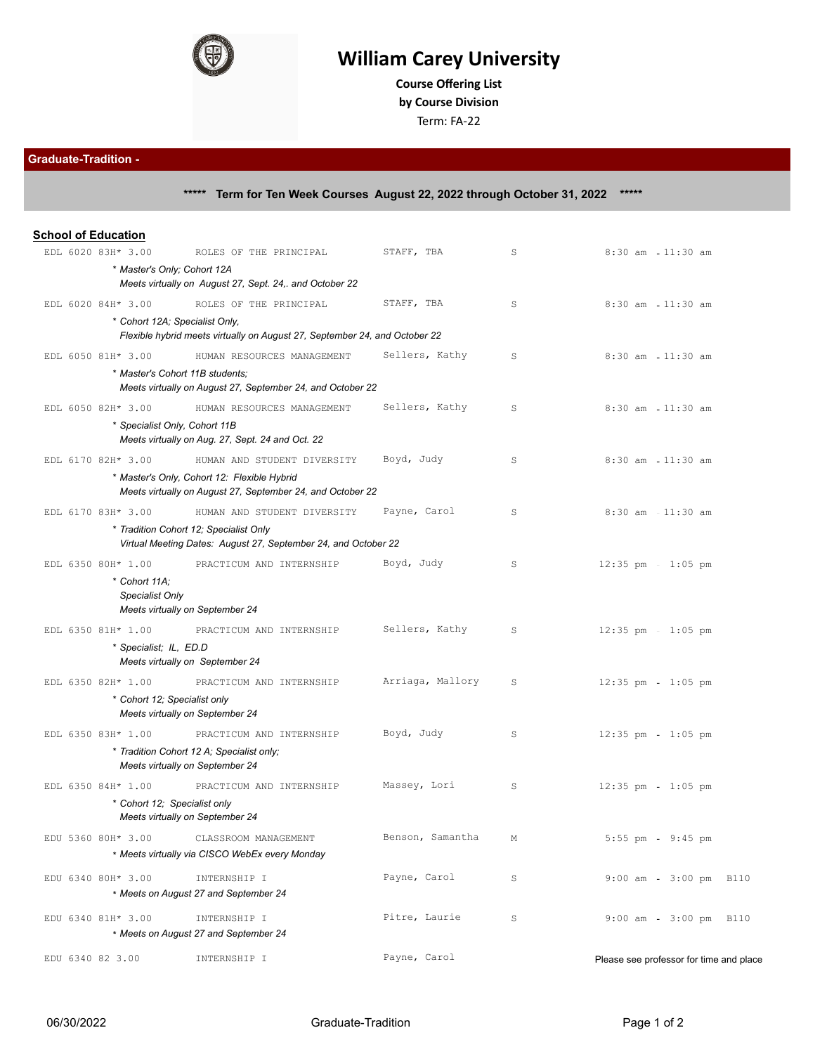# William Carey University

**Course Offering List**

**by Course Division**

Term: FA-22

## Graduate-Tradition -

**\*\*\*\*\* Term for Ten Week Courses August 22, 2022 through October 31, 2022 \*\*\*\*\***

### School of Education

| Course | Section | Credits | Title | Instructor | Days | Time | Room |
|---|---|---|---|---|---|---|---|
| EDL 6020 | 83H* | 3.00 | ROLES OF THE PRINCIPAL | STAFF, TBA | S | 8:30 am - 11:30 am | |
| | | | *\* Master's Only; Cohort 12A. Meets virtually on August 27, Sept. 24,. and October 22* | | | | |
| EDL 6020 | 84H* | 3.00 | ROLES OF THE PRINCIPAL | STAFF, TBA | S | 8:30 am - 11:30 am | |
| | | | *\* Cohort 12A; Specialist Only, Flexible hybrid meets virtually on August 27, September 24, and October 22* | | | | |
| EDL 6050 | 81H* | 3.00 | HUMAN RESOURCES MANAGEMENT | Sellers, Kathy | S | 8:30 am - 11:30 am | |
| | | | *\* Master's Cohort 11B students; Meets virtually on August 27, September 24, and October 22* | | | | |
| EDL 6050 | 82H* | 3.00 | HUMAN RESOURCES MANAGEMENT | Sellers, Kathy | S | 8:30 am - 11:30 am | |
| | | | *\* Specialist Only, Cohort 11B. Meets virtually on Aug. 27, Sept. 24 and Oct. 22* | | | | |
| EDL 6170 | 82H* | 3.00 | HUMAN AND STUDENT DIVERSITY | Boyd, Judy | S | 8:30 am - 11:30 am | |
| | | | *\* Master's Only, Cohort 12: Flexible Hybrid. Meets virtually on August 27, September 24, and October 22* | | | | |
| EDL 6170 | 83H* | 3.00 | HUMAN AND STUDENT DIVERSITY | Payne, Carol | S | 8:30 am - 11:30 am | |
| | | | *\* Tradition Cohort 12; Specialist Only. Virtual Meeting Dates: August 27, September 24, and October 22* | | | | |
| EDL 6350 | 80H* | 1.00 | PRACTICUM AND INTERNSHIP | Boyd, Judy | S | 12:35 pm - 1:05 pm | |
| | | | *\* Cohort 11A; Specialist Only. Meets virtually on September 24* | | | | |
| EDL 6350 | 81H* | 1.00 | PRACTICUM AND INTERNSHIP | Sellers, Kathy | S | 12:35 pm - 1:05 pm | |
| | | | *\* Specialist; IL, ED.D. Meets virtually on September 24* | | | | |
| EDL 6350 | 82H* | 1.00 | PRACTICUM AND INTERNSHIP | Arriaga, Mallory | S | 12:35 pm - 1:05 pm | |
| | | | *\* Cohort 12; Specialist only. Meets virtually on September 24* | | | | |
| EDL 6350 | 83H* | 1.00 | PRACTICUM AND INTERNSHIP | Boyd, Judy | S | 12:35 pm - 1:05 pm | |
| | | | *\* Tradition Cohort 12 A; Specialist only; Meets virtually on September 24* | | | | |
| EDL 6350 | 84H* | 1.00 | PRACTICUM AND INTERNSHIP | Massey, Lori | S | 12:35 pm - 1:05 pm | |
| | | | *\* Cohort 12; Specialist only. Meets virtually on September 24* | | | | |
| EDU 5360 | 80H* | 3.00 | CLASSROOM MANAGEMENT | Benson, Samantha | M | 5:55 pm - 9:45 pm | |
| | | | *\* Meets virtually via CISCO WebEx every Monday* | | | | |
| EDU 6340 | 80H* | 3.00 | INTERNSHIP I | Payne, Carol | S | 9:00 am - 3:00 pm | B110 |
| | | | *\* Meets on August 27 and September 24* | | | | |
| EDU 6340 | 81H* | 3.00 | INTERNSHIP I | Pitre, Laurie | S | 9:00 am - 3:00 pm | B110 |
| | | | *\* Meets on August 27 and September 24* | | | | |
| EDU 6340 | 82 | 3.00 | INTERNSHIP I | Payne, Carol | | Please see professor for time and place | |

06/30/2022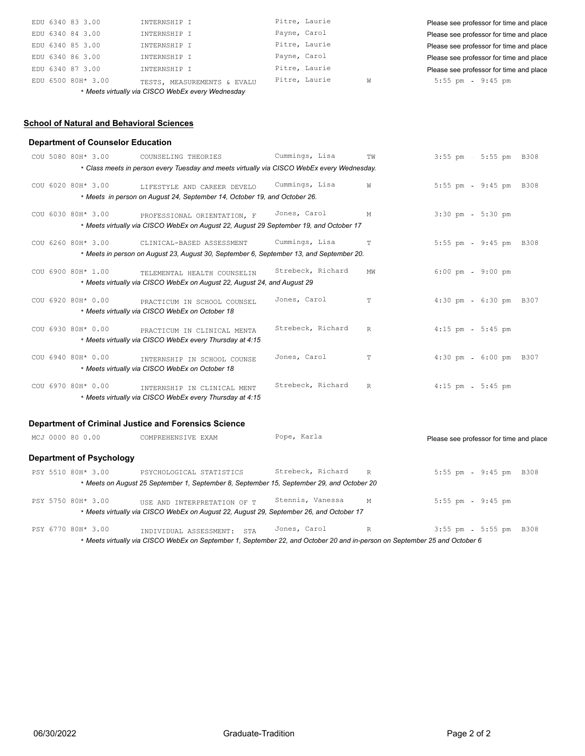| | | | | | |
|---|---|---|---|---|---|
| EDU 6340 83 3.00 | INTERNSHIP I | Pitre, Laurie | | Please see professor for time and place | |
| EDU 6340 84 3.00 | INTERNSHIP I | Payne, Carol | | Please see professor for time and place | |
| EDU 6340 85 3.00 | INTERNSHIP I | Pitre, Laurie | | Please see professor for time and place | |
| EDU 6340 86 3.00 | INTERNSHIP I | Payne, Carol | | Please see professor for time and place | |
| EDU 6340 87 3.00 | INTERNSHIP I | Pitre, Laurie | | Please see professor for time and place | |
| EDU 6500 80H* 3.00 | TESTS, MEASUREMENTS & EVALU | Pitre, Laurie | W | 5:55 pm - 9:45 pm | |

*\* Meets virtually via CISCO WebEx every Wednesday*

## School of Natural and Behavioral Sciences

### Department of Counselor Education

| | | | | | |
|---|---|---|---|---|---|
| COU 5080 80H* 3.00 | COUNSELING THEORIES | Cummings, Lisa | TW | 3:55 pm - 5:55 pm | B308 |
| | *\* Class meets in person every Tuesday and meets virtually via CISCO WebEx every Wednesday.* | | | | |
| COU 6020 80H* 3.00 | LIFESTYLE AND CAREER DEVELO | Cummings, Lisa | W | 5:55 pm - 9:45 pm | B308 |
| | *\* Meets in person on August 24, September 14, October 19, and October 26.* | | | | |
| COU 6030 80H* 3.00 | PROFESSIONAL ORIENTATION, F | Jones, Carol | M | 3:30 pm - 5:30 pm | |
| | *\* Meets virtually via CISCO WebEx on August 22, August 29 September 19, and October 17* | | | | |
| COU 6260 80H* 3.00 | CLINICAL-BASED ASSESSMENT | Cummings, Lisa | T | 5:55 pm - 9:45 pm | B308 |
| | *\* Meets in person on August 23, August 30, September 6, September 13, and September 20.* | | | | |
| COU 6900 80H* 1.00 | TELEMENTAL HEALTH COUNSELIN | Strebeck, Richard | MW | 6:00 pm - 9:00 pm | |
| | *\* Meets virtually via CISCO WebEx on August 22, August 24, and August 29* | | | | |
| COU 6920 80H* 0.00 | PRACTICUM IN SCHOOL COUNSEL | Jones, Carol | T | 4:30 pm - 6:30 pm | B307 |
| | *\* Meets virtually via CISCO WebEx on October 18* | | | | |
| COU 6930 80H* 0.00 | PRACTICUM IN CLINICAL MENTA | Strebeck, Richard | R | 4:15 pm - 5:45 pm | |
| | *\* Meets virtually via CISCO WebEx every Thursday at 4:15* | | | | |
| COU 6940 80H* 0.00 | INTERNSHIP IN SCHOOL COUNSE | Jones, Carol | T | 4:30 pm - 6:00 pm | B307 |
| | *\* Meets virtually via CISCO WebEx on October 18* | | | | |
| COU 6970 80H* 0.00 | INTERNSHIP IN CLINICAL MENT | Strebeck, Richard | R | 4:15 pm - 5:45 pm | |
| | *\* Meets virtually via CISCO WebEx every Thursday at 4:15* | | | | |

### Department of Criminal Justice and Forensics Science

| | | | | | |
|---|---|---|---|---|---|
| MCJ 0000 80 0.00 | COMPREHENSIVE EXAM | Pope, Karla | | Please see professor for time and place | |

### Department of Psychology

| | | | | | |
|---|---|---|---|---|---|
| PSY 5510 80H* 3.00 | PSYCHOLOGICAL STATISTICS | Strebeck, Richard | R | 5:55 pm - 9:45 pm | B308 |
| | *\* Meets on August 25 September 1, September 8, September 15, September 29, and October 20* | | | | |
| PSY 5750 80H* 3.00 | USE AND INTERPRETATION OF T | Stennis, Vanessa | M | 5:55 pm - 9:45 pm | |
| | *\* Meets virtually via CISCO WebEx on August 22, August 29, September 26, and October 17* | | | | |
| PSY 6770 80H* 3.00 | INDIVIDUAL ASSESSMENT: STA | Jones, Carol | R | 3:55 pm - 5:55 pm | B308 |
| | *\* Meets virtually via CISCO WebEx on September 1, September 22, and October 20 and in-person on September 25 and October 6* | | | | |

06/30/2022 Graduate-Tradition